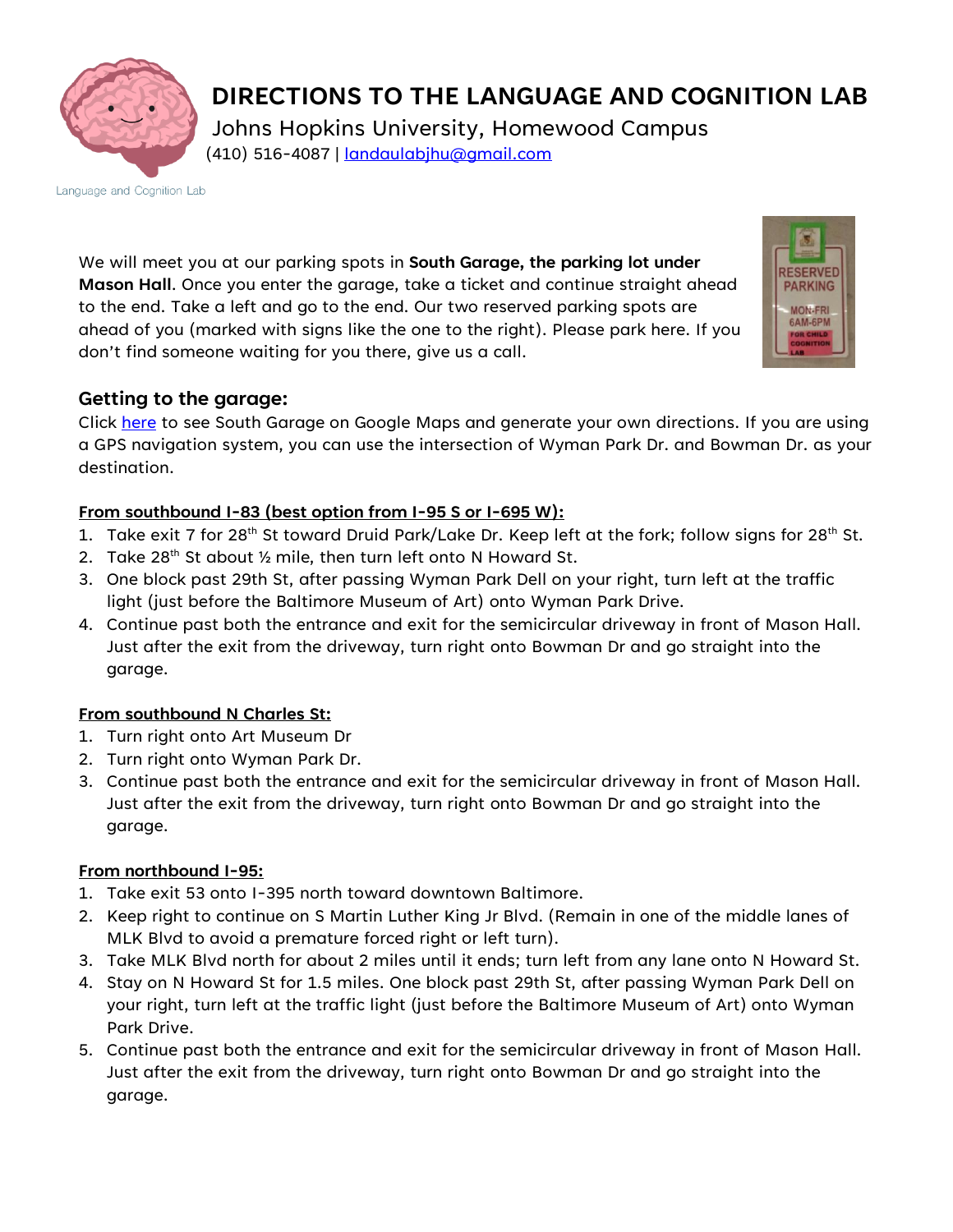# DIRECTIONS TO THE LANGUAGE AND COGNITION LAB

Johns Hopkins University, Homewood Campus

(410) 516-4087 | landaulabjhu@gmail.com

Language and Cognition Lab

We will meet you at our parking spots in **South Garage, the parking lot under Mason Hall**. Once you enter the garage, take a ticket and continue straight ahead to the end. Take a left and go to the end. Our two reserved parking spots are ahead of you (marked with signs like the one to the right). Please park here. If you don't find someone waiting for you there, give us a call.

## Getting to the garage:

Click here to see South Garage on Google Maps and generate your own directions. If you are using a GPS navigation system, you can use the intersection of Wyman Park Dr. and Bowman Dr. as your destination.

**From southbound I-83 (best option from I-95 S or I-695 W):**

1. Take exit 7 for 28th St toward Druid Park/Lake Dr. Keep left at the fork; follow signs for 28th St.
2. Take 28th St about ½ mile, then turn left onto N Howard St.
3. One block past 29th St, after passing Wyman Park Dell on your right, turn left at the traffic light (just before the Baltimore Museum of Art) onto Wyman Park Drive.
4. Continue past both the entrance and exit for the semicircular driveway in front of Mason Hall. Just after the exit from the driveway, turn right onto Bowman Dr and go straight into the garage.

**From southbound N Charles St:**

1. Turn right onto Art Museum Dr
2. Turn right onto Wyman Park Dr.
3. Continue past both the entrance and exit for the semicircular driveway in front of Mason Hall. Just after the exit from the driveway, turn right onto Bowman Dr and go straight into the garage.

**From northbound I-95:**

1. Take exit 53 onto I-395 north toward downtown Baltimore.
2. Keep right to continue on S Martin Luther King Jr Blvd. (Remain in one of the middle lanes of MLK Blvd to avoid a premature forced right or left turn).
3. Take MLK Blvd north for about 2 miles until it ends; turn left from any lane onto N Howard St.
4. Stay on N Howard St for 1.5 miles. One block past 29th St, after passing Wyman Park Dell on your right, turn left at the traffic light (just before the Baltimore Museum of Art) onto Wyman Park Drive.
5. Continue past both the entrance and exit for the semicircular driveway in front of Mason Hall. Just after the exit from the driveway, turn right onto Bowman Dr and go straight into the garage.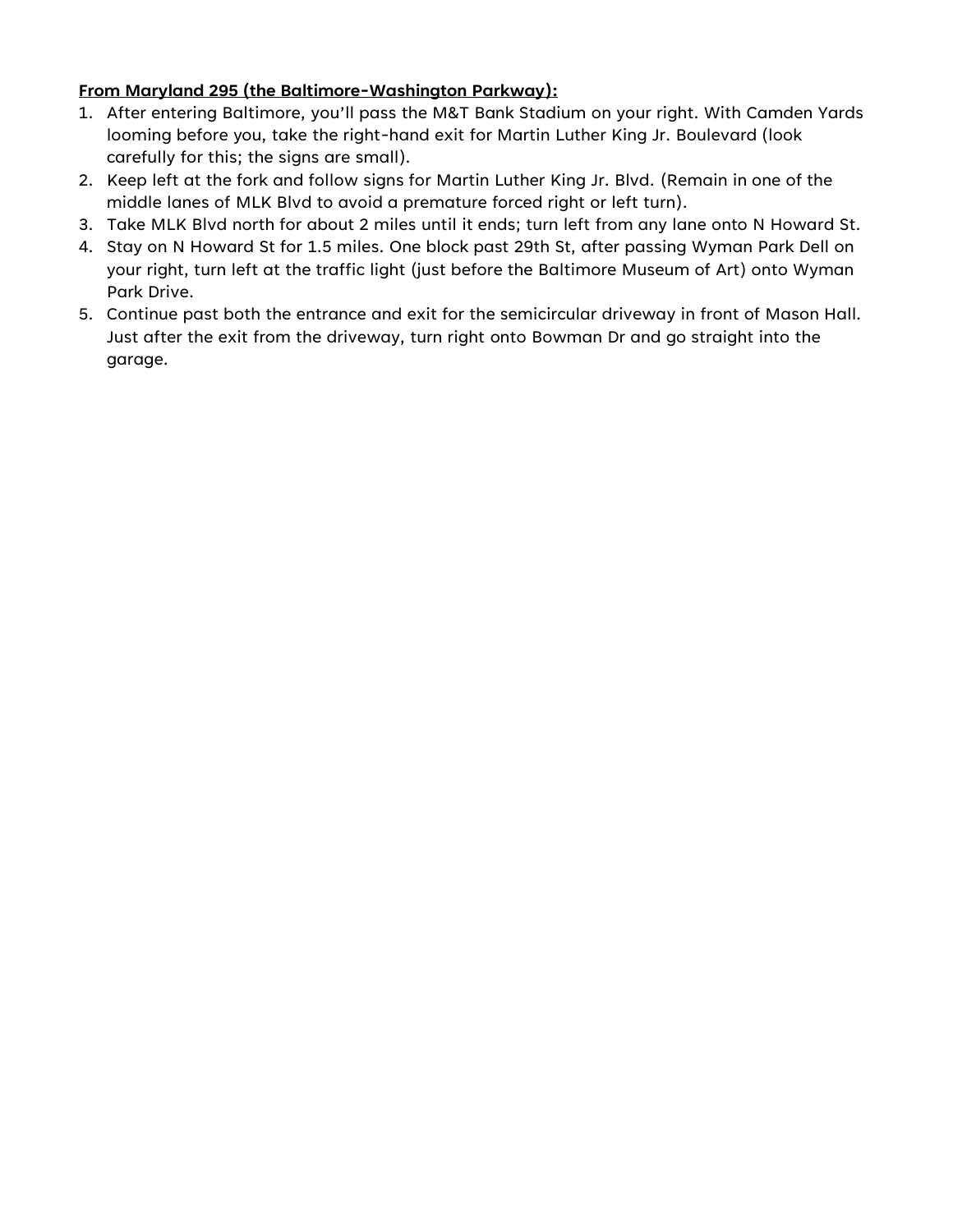**From Maryland 295 (the Baltimore-Washington Parkway):**

1. After entering Baltimore, you'll pass the M&T Bank Stadium on your right. With Camden Yards looming before you, take the right-hand exit for Martin Luther King Jr. Boulevard (look carefully for this; the signs are small).
2. Keep left at the fork and follow signs for Martin Luther King Jr. Blvd. (Remain in one of the middle lanes of MLK Blvd to avoid a premature forced right or left turn).
3. Take MLK Blvd north for about 2 miles until it ends; turn left from any lane onto N Howard St.
4. Stay on N Howard St for 1.5 miles. One block past 29th St, after passing Wyman Park Dell on your right, turn left at the traffic light (just before the Baltimore Museum of Art) onto Wyman Park Drive.
5. Continue past both the entrance and exit for the semicircular driveway in front of Mason Hall. Just after the exit from the driveway, turn right onto Bowman Dr and go straight into the garage.